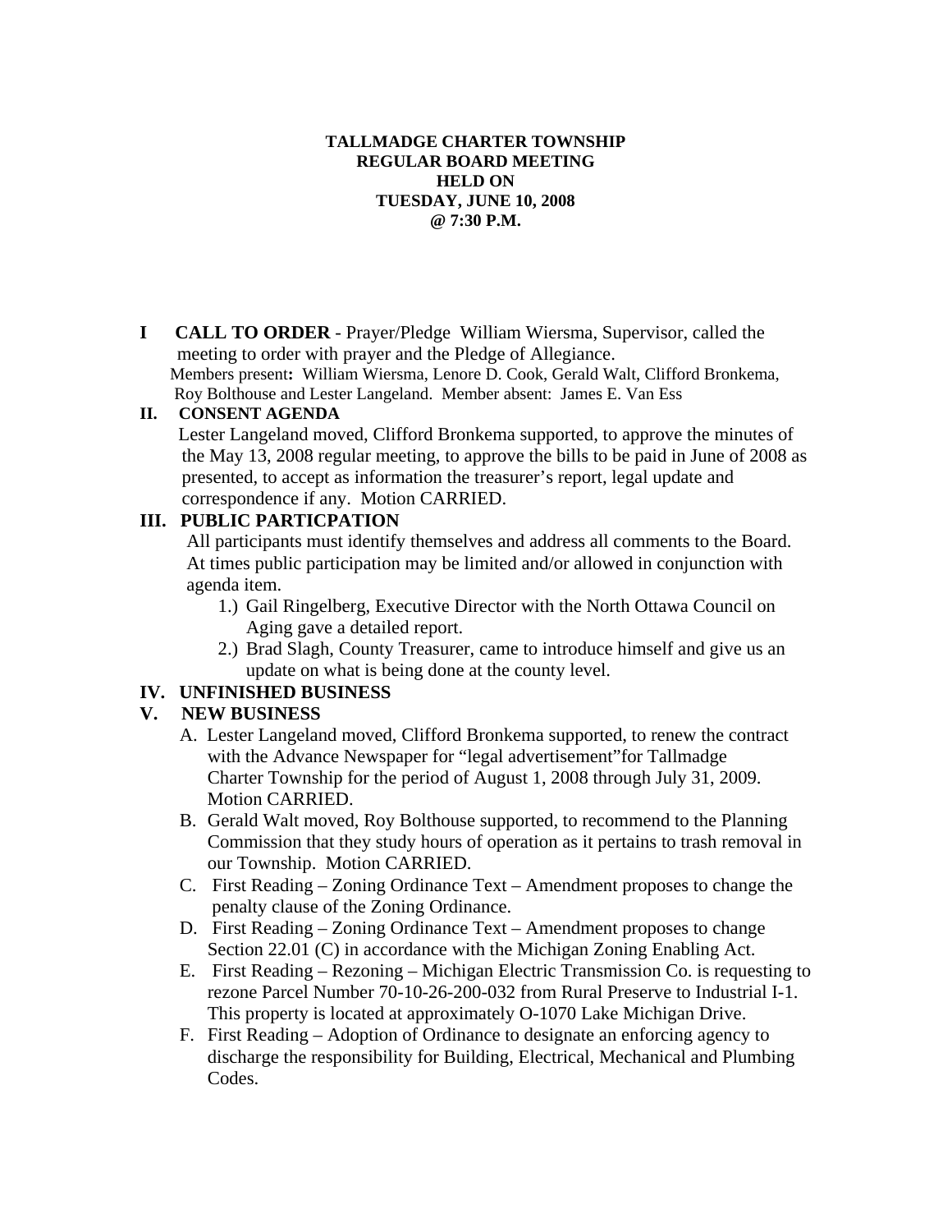**TALLMADGE CHARTER TOWNSHIP**
**REGULAR BOARD MEETING**
**HELD ON**
**TUESDAY, JUNE 10, 2008**
**@ 7:30 P.M.**

**I CALL TO ORDER** - Prayer/Pledge William Wiersma, Supervisor, called the meeting to order with prayer and the Pledge of Allegiance.
Members present**:** William Wiersma, Lenore D. Cook, Gerald Walt, Clifford Bronkema, Roy Bolthouse and Lester Langeland. Member absent: James E. Van Ess

**II. CONSENT AGENDA**

Lester Langeland moved, Clifford Bronkema supported, to approve the minutes of the May 13, 2008 regular meeting, to approve the bills to be paid in June of 2008 as presented, to accept as information the treasurer's report, legal update and correspondence if any. Motion CARRIED.

**III. PUBLIC PARTICPATION**

All participants must identify themselves and address all comments to the Board. At times public participation may be limited and/or allowed in conjunction with agenda item.

1.) Gail Ringelberg, Executive Director with the North Ottawa Council on Aging gave a detailed report.
2.) Brad Slagh, County Treasurer, came to introduce himself and give us an update on what is being done at the county level.

**IV. UNFINISHED BUSINESS**

**V. NEW BUSINESS**

A. Lester Langeland moved, Clifford Bronkema supported, to renew the contract with the Advance Newspaper for "legal advertisement"for Tallmadge Charter Township for the period of August 1, 2008 through July 31, 2009. Motion CARRIED.

B. Gerald Walt moved, Roy Bolthouse supported, to recommend to the Planning Commission that they study hours of operation as it pertains to trash removal in our Township. Motion CARRIED.

C. First Reading – Zoning Ordinance Text – Amendment proposes to change the penalty clause of the Zoning Ordinance.

D. First Reading – Zoning Ordinance Text – Amendment proposes to change Section 22.01 (C) in accordance with the Michigan Zoning Enabling Act.

E. First Reading – Rezoning – Michigan Electric Transmission Co. is requesting to rezone Parcel Number 70-10-26-200-032 from Rural Preserve to Industrial I-1. This property is located at approximately O-1070 Lake Michigan Drive.

F. First Reading – Adoption of Ordinance to designate an enforcing agency to discharge the responsibility for Building, Electrical, Mechanical and Plumbing Codes.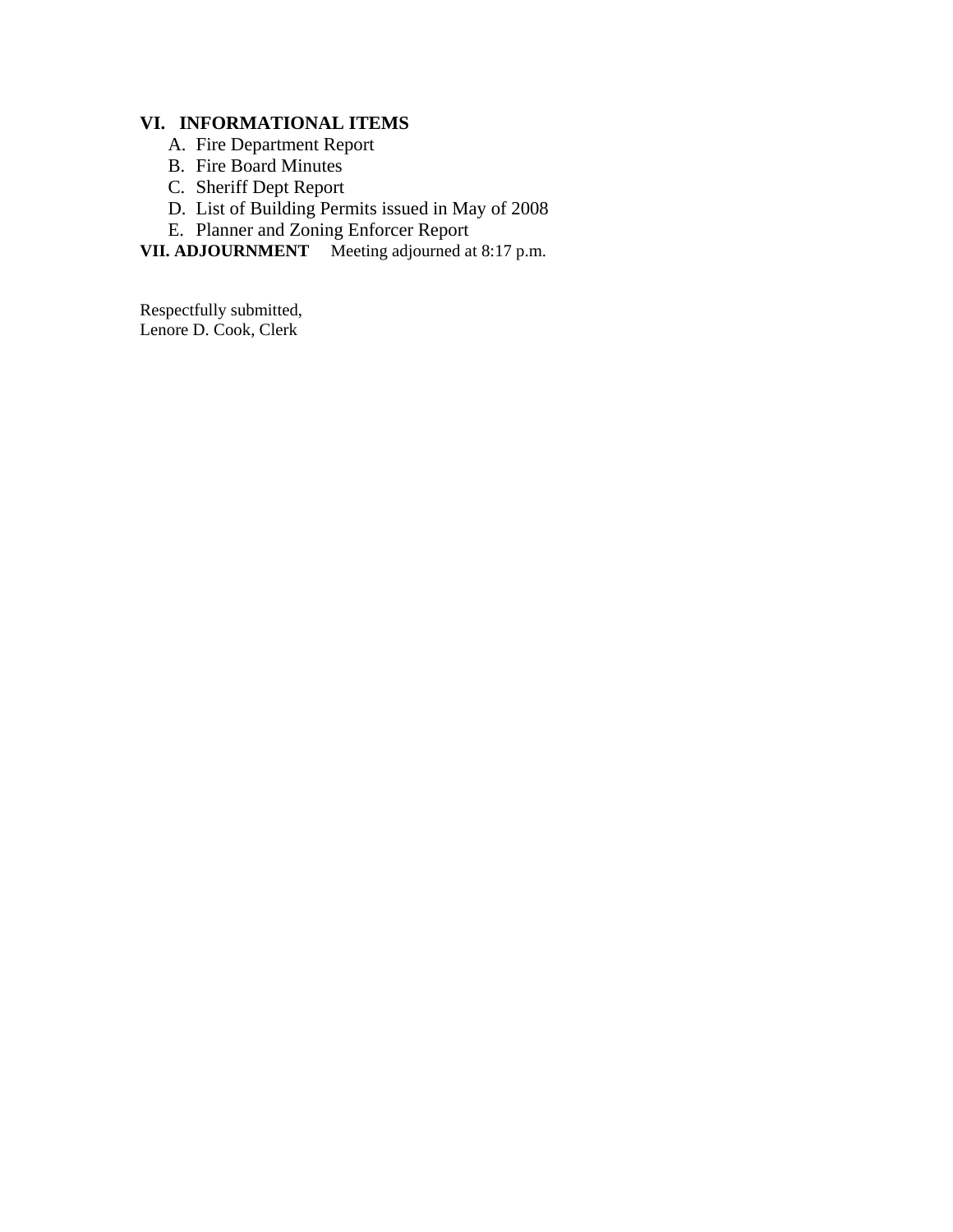**VI. INFORMATIONAL ITEMS**

A. Fire Department Report
B. Fire Board Minutes
C. Sheriff Dept Report
D. List of Building Permits issued in May of 2008
E. Planner and Zoning Enforcer Report

**VII. ADJOURNMENT** Meeting adjourned at 8:17 p.m.

Respectfully submitted,
Lenore D. Cook, Clerk